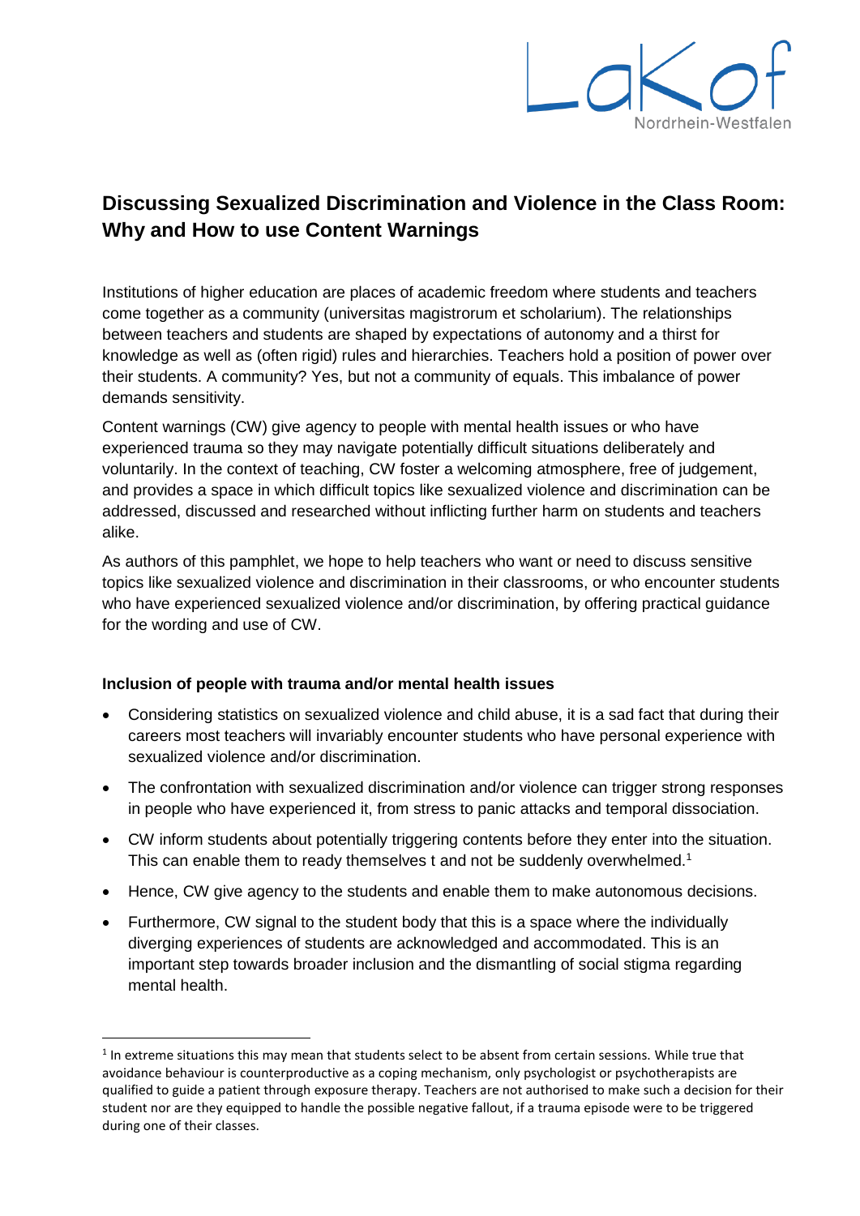LaKof Nordrhein-Westfalen

# Discussing Sexualized Discrimination and Violence in the Class Room: Why and How to use Content Warnings

Institutions of higher education are places of academic freedom where students and teachers come together as a community (universitas magistrorum et scholarium). The relationships between teachers and students are shaped by expectations of autonomy and a thirst for knowledge as well as (often rigid) rules and hierarchies. Teachers hold a position of power over their students. A community? Yes, but not a community of equals. This imbalance of power demands sensitivity.

Content warnings (CW) give agency to people with mental health issues or who have experienced trauma so they may navigate potentially difficult situations deliberately and voluntarily. In the context of teaching, CW foster a welcoming atmosphere, free of judgement, and provides a space in which difficult topics like sexualized violence and discrimination can be addressed, discussed and researched without inflicting further harm on students and teachers alike.

As authors of this pamphlet, we hope to help teachers who want or need to discuss sensitive topics like sexualized violence and discrimination in their classrooms, or who encounter students who have experienced sexualized violence and/or discrimination, by offering practical guidance for the wording and use of CW.

**Inclusion of people with trauma and/or mental health issues**

- Considering statistics on sexualized violence and child abuse, it is a sad fact that during their careers most teachers will invariably encounter students who have personal experience with sexualized violence and/or discrimination.
- The confrontation with sexualized discrimination and/or violence can trigger strong responses in people who have experienced it, from stress to panic attacks and temporal dissociation.
- CW inform students about potentially triggering contents before they enter into the situation. This can enable them to ready themselves t and not be suddenly overwhelmed.[1]
- Hence, CW give agency to the students and enable them to make autonomous decisions.
- Furthermore, CW signal to the student body that this is a space where the individually diverging experiences of students are acknowledged and accommodated. This is an important step towards broader inclusion and the dismantling of social stigma regarding mental health.

[1] In extreme situations this may mean that students select to be absent from certain sessions. While true that avoidance behaviour is counterproductive as a coping mechanism, only psychologist or psychotherapists are qualified to guide a patient through exposure therapy. Teachers are not authorised to make such a decision for their student nor are they equipped to handle the possible negative fallout, if a trauma episode were to be triggered during one of their classes.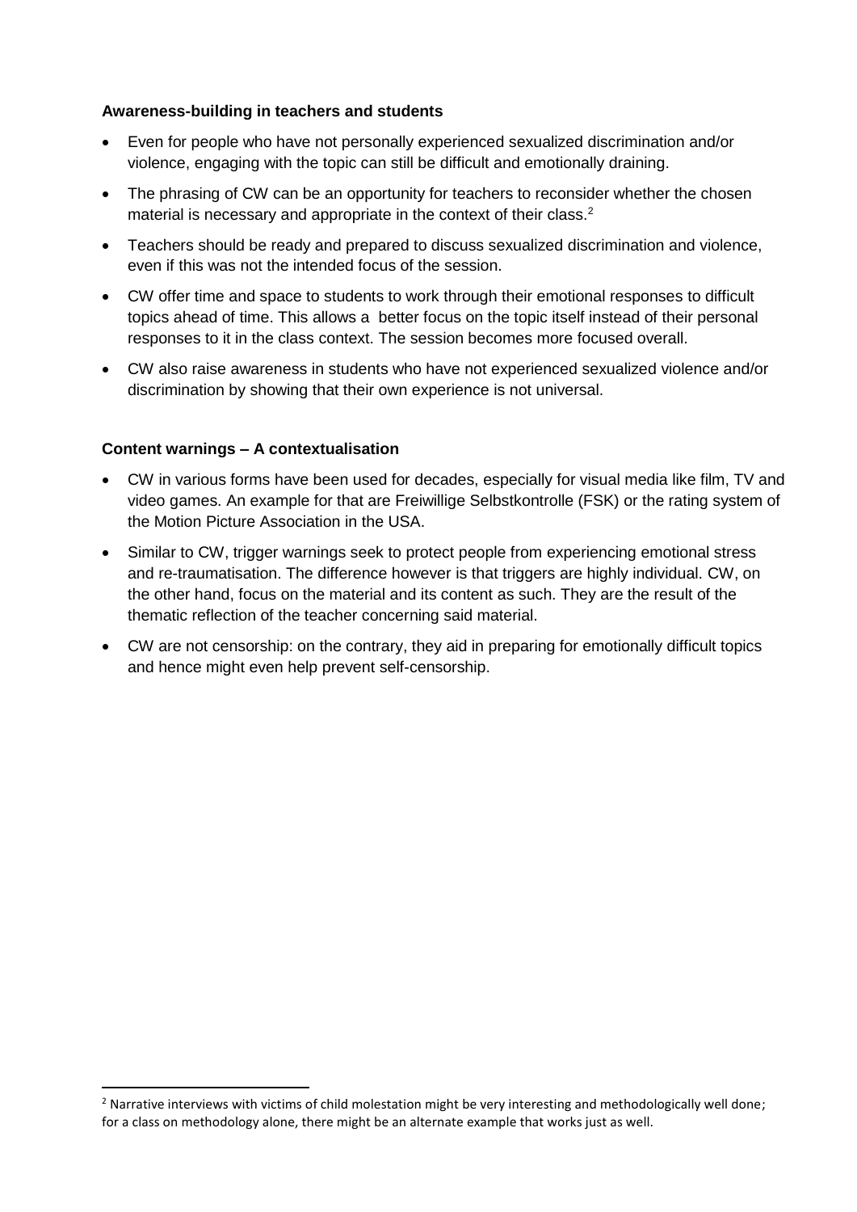**Awareness-building in teachers and students**

- Even for people who have not personally experienced sexualized discrimination and/or violence, engaging with the topic can still be difficult and emotionally draining.
- The phrasing of CW can be an opportunity for teachers to reconsider whether the chosen material is necessary and appropriate in the context of their class.[2]
- Teachers should be ready and prepared to discuss sexualized discrimination and violence, even if this was not the intended focus of the session.
- CW offer time and space to students to work through their emotional responses to difficult topics ahead of time. This allows a better focus on the topic itself instead of their personal responses to it in the class context. The session becomes more focused overall.
- CW also raise awareness in students who have not experienced sexualized violence and/or discrimination by showing that their own experience is not universal.

**Content warnings – A contextualisation**

- CW in various forms have been used for decades, especially for visual media like film, TV and video games. An example for that are Freiwillige Selbstkontrolle (FSK) or the rating system of the Motion Picture Association in the USA.
- Similar to CW, trigger warnings seek to protect people from experiencing emotional stress and re-traumatisation. The difference however is that triggers are highly individual. CW, on the other hand, focus on the material and its content as such. They are the result of the thematic reflection of the teacher concerning said material.
- CW are not censorship: on the contrary, they aid in preparing for emotionally difficult topics and hence might even help prevent self-censorship.

---

[2] Narrative interviews with victims of child molestation might be very interesting and methodologically well done; for a class on methodology alone, there might be an alternate example that works just as well.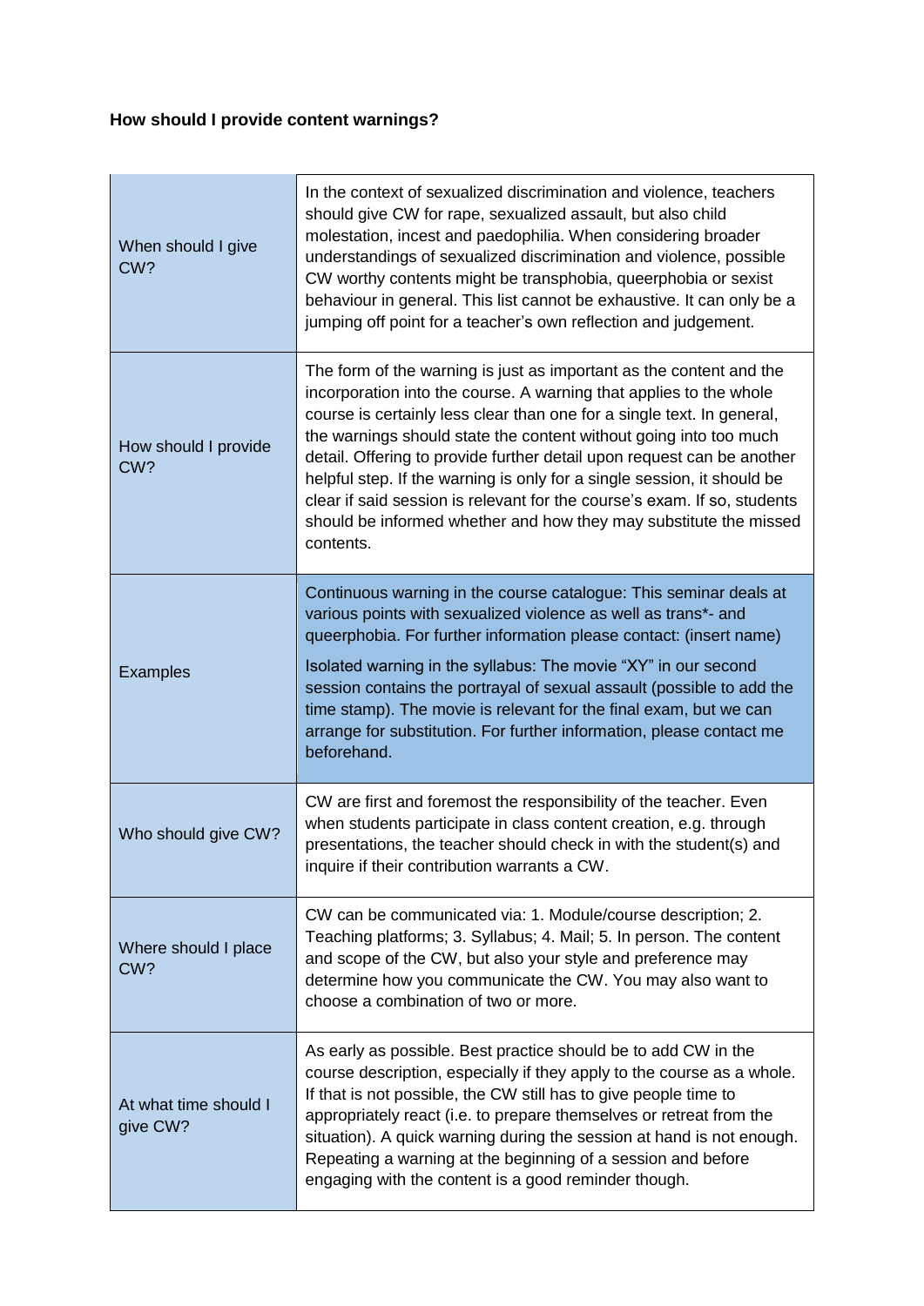**How should I provide content warnings?**

| | |
|---|---|
| When should I give CW? | In the context of sexualized discrimination and violence, teachers should give CW for rape, sexualized assault, but also child molestation, incest and paedophilia. When considering broader understandings of sexualized discrimination and violence, possible CW worthy contents might be transphobia, queerphobia or sexist behaviour in general. This list cannot be exhaustive. It can only be a jumping off point for a teacher's own reflection and judgement. |
| How should I provide CW? | The form of the warning is just as important as the content and the incorporation into the course. A warning that applies to the whole course is certainly less clear than one for a single text. In general, the warnings should state the content without going into too much detail. Offering to provide further detail upon request can be another helpful step. If the warning is only for a single session, it should be clear if said session is relevant for the course's exam. If so, students should be informed whether and how they may substitute the missed contents. |
| Examples | Continuous warning in the course catalogue: This seminar deals at various points with sexualized violence as well as trans*- and queerphobia. For further information please contact: (insert name)<br><br>Isolated warning in the syllabus: The movie "XY" in our second session contains the portrayal of sexual assault (possible to add the time stamp). The movie is relevant for the final exam, but we can arrange for substitution. For further information, please contact me beforehand. |
| Who should give CW? | CW are first and foremost the responsibility of the teacher. Even when students participate in class content creation, e.g. through presentations, the teacher should check in with the student(s) and inquire if their contribution warrants a CW. |
| Where should I place CW? | CW can be communicated via: 1. Module/course description; 2. Teaching platforms; 3. Syllabus; 4. Mail; 5. In person. The content and scope of the CW, but also your style and preference may determine how you communicate the CW. You may also want to choose a combination of two or more. |
| At what time should I give CW? | As early as possible. Best practice should be to add CW in the course description, especially if they apply to the course as a whole. If that is not possible, the CW still has to give people time to appropriately react (i.e. to prepare themselves or retreat from the situation). A quick warning during the session at hand is not enough. Repeating a warning at the beginning of a session and before engaging with the content is a good reminder though. |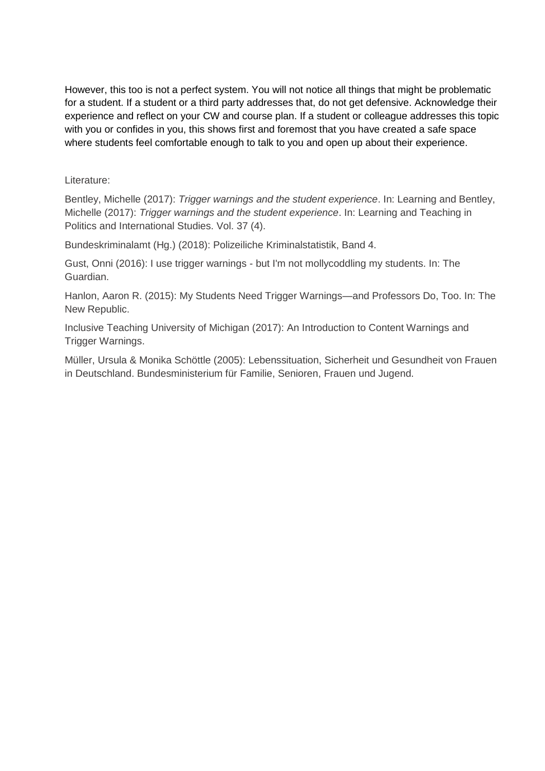However, this too is not a perfect system. You will not notice all things that might be problematic for a student. If a student or a third party addresses that, do not get defensive. Acknowledge their experience and reflect on your CW and course plan. If a student or colleague addresses this topic with you or confides in you, this shows first and foremost that you have created a safe space where students feel comfortable enough to talk to you and open up about their experience.

Literature:

Bentley, Michelle (2017): *Trigger warnings and the student experience*. In: Learning and Bentley, Michelle (2017): *Trigger warnings and the student experience*. In: Learning and Teaching in Politics and International Studies. Vol. 37 (4).

Bundeskriminalamt (Hg.) (2018): Polizeiliche Kriminalstatistik, Band 4.

Gust, Onni (2016): I use trigger warnings - but I'm not mollycoddling my students. In: The Guardian.

Hanlon, Aaron R. (2015): My Students Need Trigger Warnings—and Professors Do, Too. In: The New Republic.

Inclusive Teaching University of Michigan (2017): An Introduction to Content Warnings and Trigger Warnings.

Müller, Ursula & Monika Schöttle (2005): Lebenssituation, Sicherheit und Gesundheit von Frauen in Deutschland. Bundesministerium für Familie, Senioren, Frauen und Jugend.